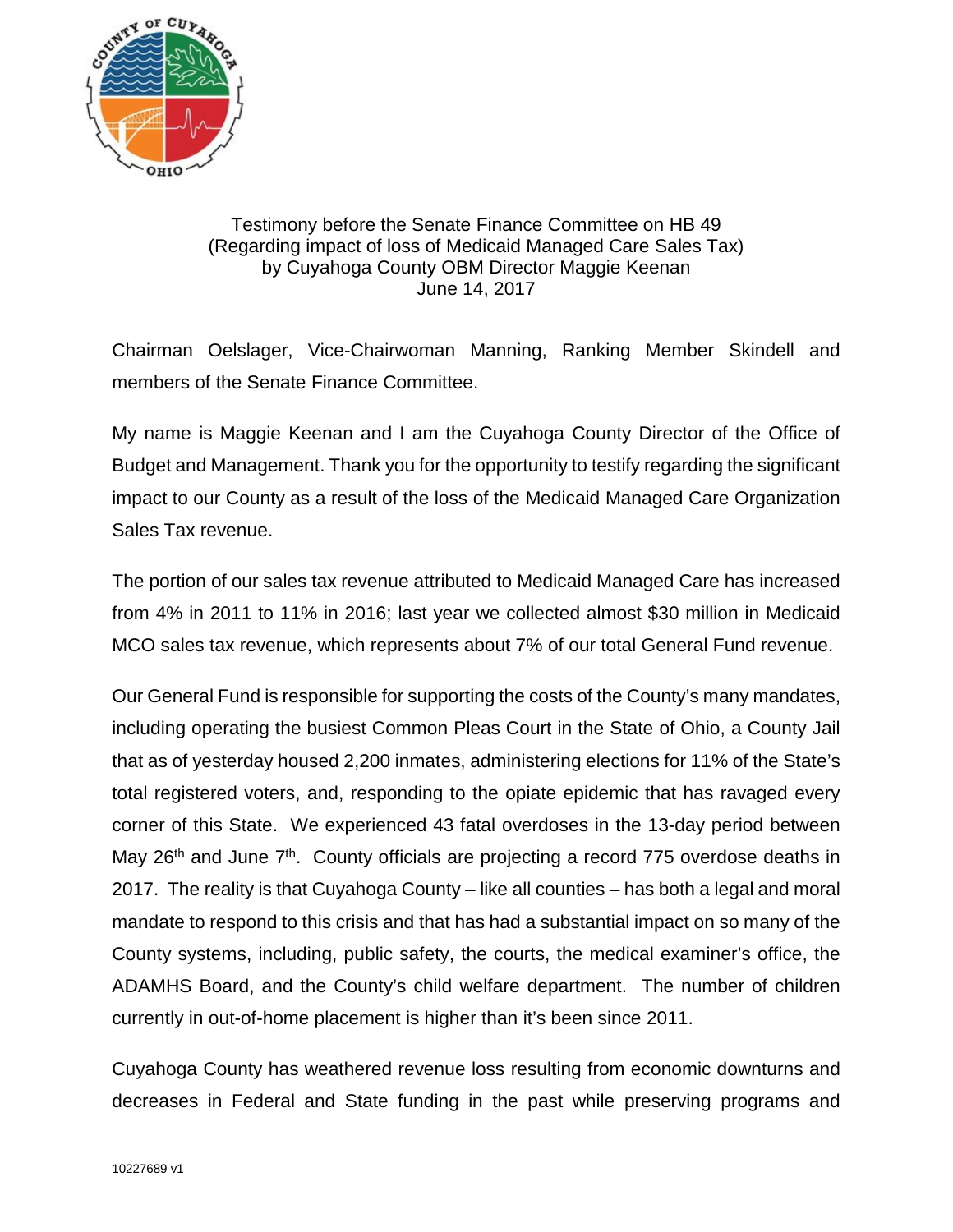Testimony before the Senate Finance Committee on HB 49
(Regarding impact of loss of Medicaid Managed Care Sales Tax)
by Cuyahoga County OBM Director Maggie Keenan
June 14, 2017

Chairman Oelslager, Vice-Chairwoman Manning, Ranking Member Skindell and members of the Senate Finance Committee.

My name is Maggie Keenan and I am the Cuyahoga County Director of the Office of Budget and Management. Thank you for the opportunity to testify regarding the significant impact to our County as a result of the loss of the Medicaid Managed Care Organization Sales Tax revenue.

The portion of our sales tax revenue attributed to Medicaid Managed Care has increased from 4% in 2011 to 11% in 2016; last year we collected almost $30 million in Medicaid MCO sales tax revenue, which represents about 7% of our total General Fund revenue.

Our General Fund is responsible for supporting the costs of the County's many mandates, including operating the busiest Common Pleas Court in the State of Ohio, a County Jail that as of yesterday housed 2,200 inmates, administering elections for 11% of the State's total registered voters, and, responding to the opiate epidemic that has ravaged every corner of this State. We experienced 43 fatal overdoses in the 13-day period between May 26th and June 7th. County officials are projecting a record 775 overdose deaths in 2017. The reality is that Cuyahoga County – like all counties – has both a legal and moral mandate to respond to this crisis and that has had a substantial impact on so many of the County systems, including, public safety, the courts, the medical examiner's office, the ADAMHS Board, and the County's child welfare department. The number of children currently in out-of-home placement is higher than it's been since 2011.

Cuyahoga County has weathered revenue loss resulting from economic downturns and decreases in Federal and State funding in the past while preserving programs and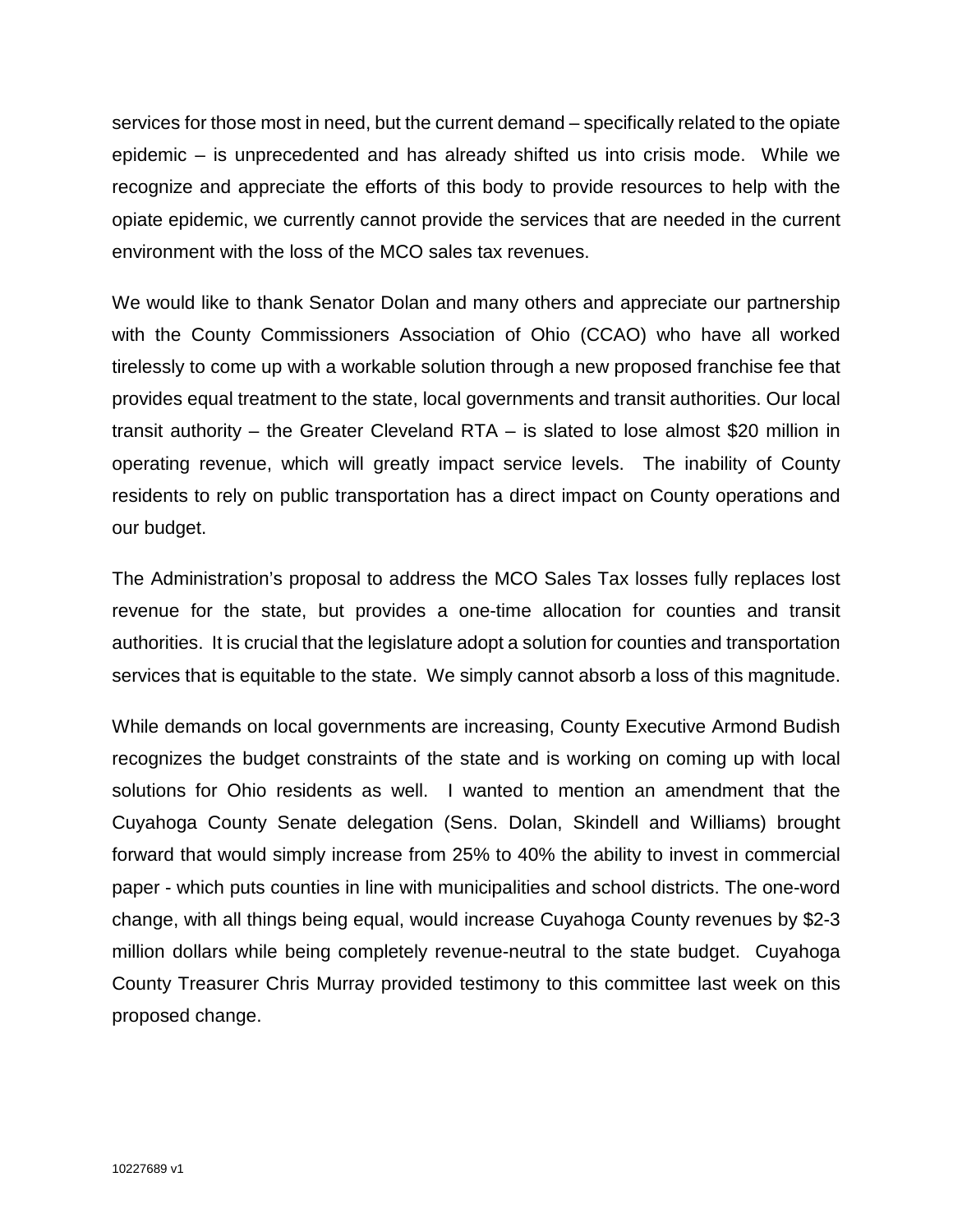services for those most in need, but the current demand – specifically related to the opiate epidemic – is unprecedented and has already shifted us into crisis mode. While we recognize and appreciate the efforts of this body to provide resources to help with the opiate epidemic, we currently cannot provide the services that are needed in the current environment with the loss of the MCO sales tax revenues.

We would like to thank Senator Dolan and many others and appreciate our partnership with the County Commissioners Association of Ohio (CCAO) who have all worked tirelessly to come up with a workable solution through a new proposed franchise fee that provides equal treatment to the state, local governments and transit authorities. Our local transit authority – the Greater Cleveland RTA – is slated to lose almost $20 million in operating revenue, which will greatly impact service levels. The inability of County residents to rely on public transportation has a direct impact on County operations and our budget.

The Administration's proposal to address the MCO Sales Tax losses fully replaces lost revenue for the state, but provides a one-time allocation for counties and transit authorities. It is crucial that the legislature adopt a solution for counties and transportation services that is equitable to the state. We simply cannot absorb a loss of this magnitude.

While demands on local governments are increasing, County Executive Armond Budish recognizes the budget constraints of the state and is working on coming up with local solutions for Ohio residents as well. I wanted to mention an amendment that the Cuyahoga County Senate delegation (Sens. Dolan, Skindell and Williams) brought forward that would simply increase from 25% to 40% the ability to invest in commercial paper - which puts counties in line with municipalities and school districts. The one-word change, with all things being equal, would increase Cuyahoga County revenues by $2-3 million dollars while being completely revenue-neutral to the state budget. Cuyahoga County Treasurer Chris Murray provided testimony to this committee last week on this proposed change.

10227689 v1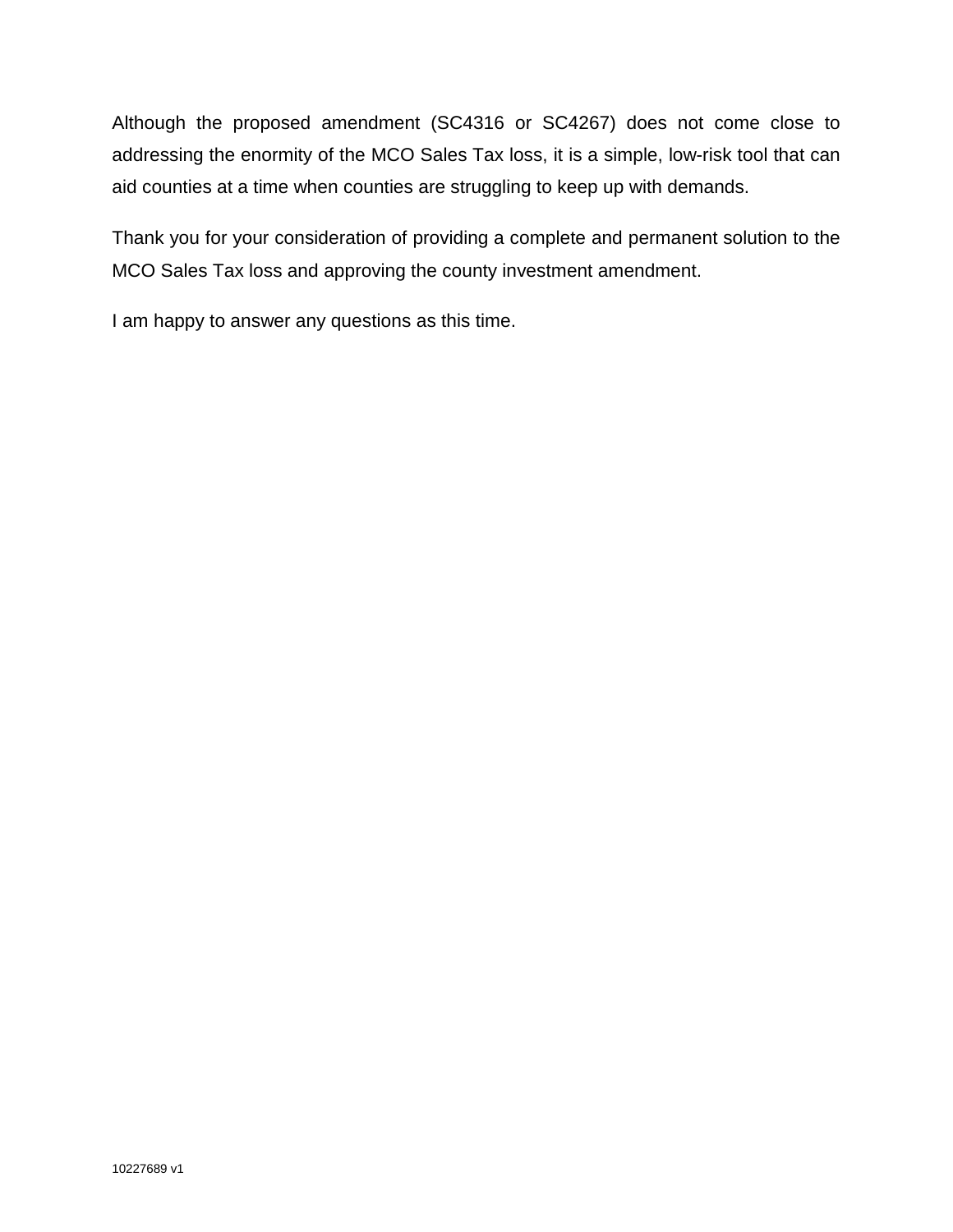Although the proposed amendment (SC4316 or SC4267) does not come close to addressing the enormity of the MCO Sales Tax loss, it is a simple, low-risk tool that can aid counties at a time when counties are struggling to keep up with demands.

Thank you for your consideration of providing a complete and permanent solution to the MCO Sales Tax loss and approving the county investment amendment.

I am happy to answer any questions as this time.